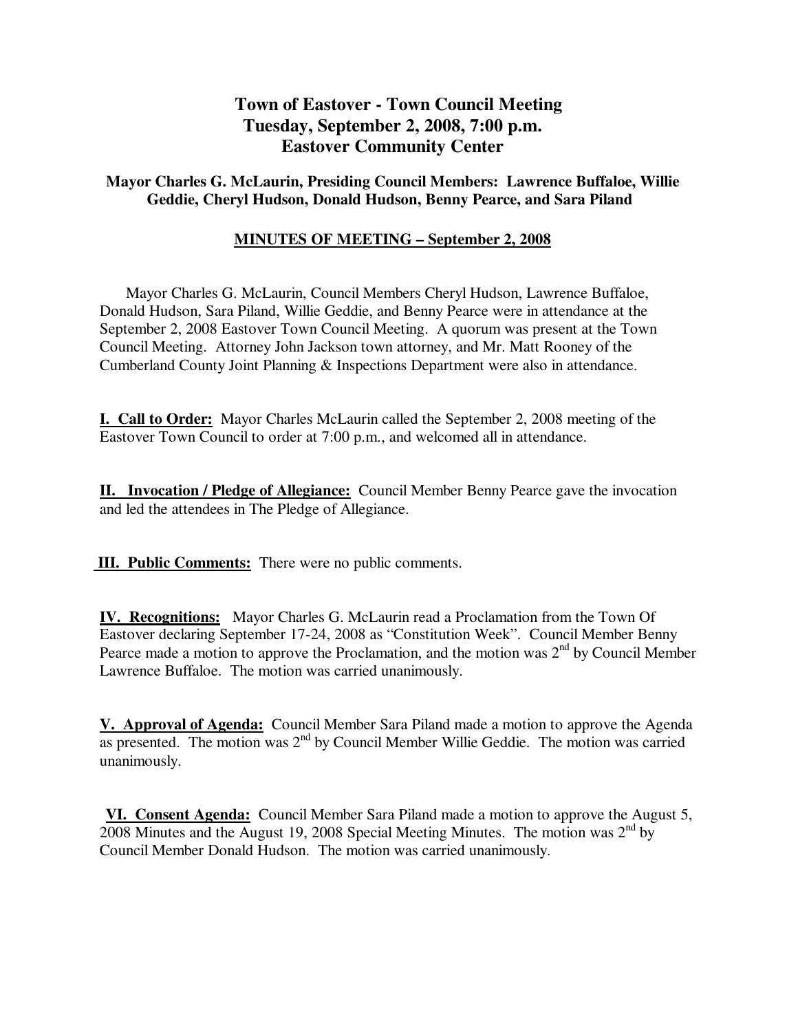# Town of Eastover - Town Council Meeting
# Tuesday, September 2, 2008, 7:00 p.m.
# Eastover Community Center

**Mayor Charles G. McLaurin, Presiding Council Members: Lawrence Buffaloe, Willie Geddie, Cheryl Hudson, Donald Hudson, Benny Pearce, and Sara Piland**

**MINUTES OF MEETING – September 2, 2008**

Mayor Charles G. McLaurin, Council Members Cheryl Hudson, Lawrence Buffaloe, Donald Hudson, Sara Piland, Willie Geddie, and Benny Pearce were in attendance at the September 2, 2008 Eastover Town Council Meeting. A quorum was present at the Town Council Meeting. Attorney John Jackson town attorney, and Mr. Matt Rooney of the Cumberland County Joint Planning & Inspections Department were also in attendance.

**I. Call to Order:** Mayor Charles McLaurin called the September 2, 2008 meeting of the Eastover Town Council to order at 7:00 p.m., and welcomed all in attendance.

**II. Invocation / Pledge of Allegiance:** Council Member Benny Pearce gave the invocation and led the attendees in The Pledge of Allegiance.

**III. Public Comments:** There were no public comments.

**IV. Recognitions:** Mayor Charles G. McLaurin read a Proclamation from the Town Of Eastover declaring September 17-24, 2008 as "Constitution Week". Council Member Benny Pearce made a motion to approve the Proclamation, and the motion was 2nd by Council Member Lawrence Buffaloe. The motion was carried unanimously.

**V. Approval of Agenda:** Council Member Sara Piland made a motion to approve the Agenda as presented. The motion was 2nd by Council Member Willie Geddie. The motion was carried unanimously.

**VI. Consent Agenda:** Council Member Sara Piland made a motion to approve the August 5, 2008 Minutes and the August 19, 2008 Special Meeting Minutes. The motion was 2nd by Council Member Donald Hudson. The motion was carried unanimously.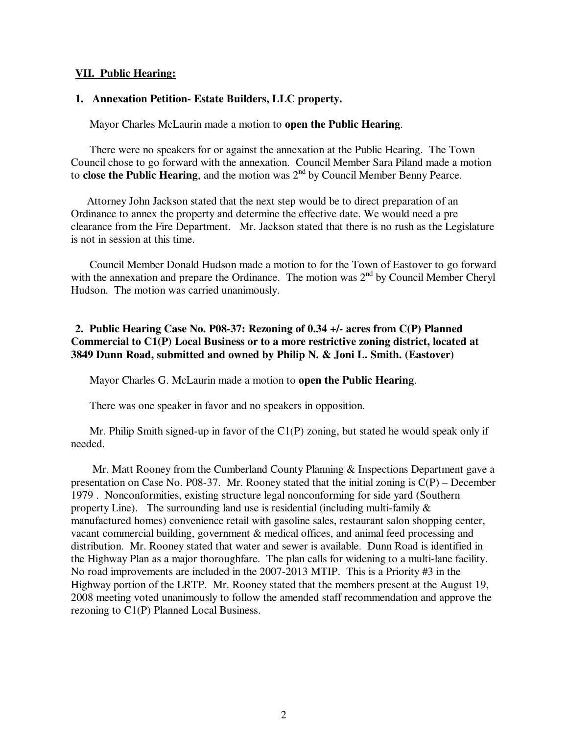## VII. Public Hearing:

### 1. Annexation Petition- Estate Builders, LLC property.

Mayor Charles McLaurin made a motion to **open the Public Hearing**.

There were no speakers for or against the annexation at the Public Hearing. The Town Council chose to go forward with the annexation. Council Member Sara Piland made a motion to **close the Public Hearing**, and the motion was 2nd by Council Member Benny Pearce.

Attorney John Jackson stated that the next step would be to direct preparation of an Ordinance to annex the property and determine the effective date. We would need a pre clearance from the Fire Department. Mr. Jackson stated that there is no rush as the Legislature is not in session at this time.

Council Member Donald Hudson made a motion to for the Town of Eastover to go forward with the annexation and prepare the Ordinance. The motion was 2nd by Council Member Cheryl Hudson. The motion was carried unanimously.

### 2. Public Hearing Case No. P08-37: Rezoning of 0.34 +/- acres from C(P) Planned Commercial to C1(P) Local Business or to a more restrictive zoning district, located at 3849 Dunn Road, submitted and owned by Philip N. & Joni L. Smith. (Eastover)

Mayor Charles G. McLaurin made a motion to **open the Public Hearing**.

There was one speaker in favor and no speakers in opposition.

Mr. Philip Smith signed-up in favor of the C1(P) zoning, but stated he would speak only if needed.

Mr. Matt Rooney from the Cumberland County Planning & Inspections Department gave a presentation on Case No. P08-37. Mr. Rooney stated that the initial zoning is C(P) – December 1979 . Nonconformities, existing structure legal nonconforming for side yard (Southern property Line). The surrounding land use is residential (including multi-family & manufactured homes) convenience retail with gasoline sales, restaurant salon shopping center, vacant commercial building, government & medical offices, and animal feed processing and distribution. Mr. Rooney stated that water and sewer is available. Dunn Road is identified in the Highway Plan as a major thoroughfare. The plan calls for widening to a multi-lane facility. No road improvements are included in the 2007-2013 MTIP. This is a Priority #3 in the Highway portion of the LRTP. Mr. Rooney stated that the members present at the August 19, 2008 meeting voted unanimously to follow the amended staff recommendation and approve the rezoning to C1(P) Planned Local Business.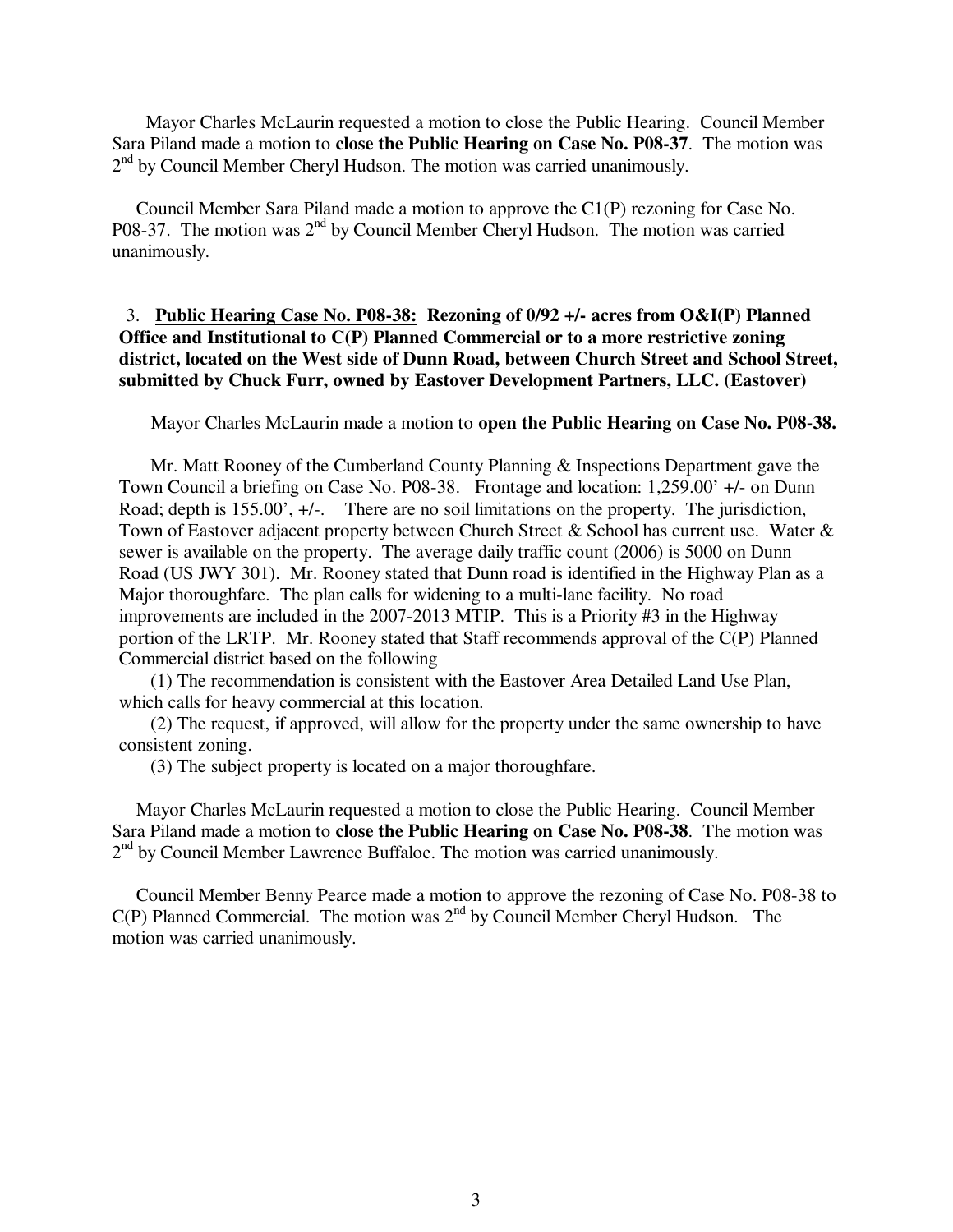Mayor Charles McLaurin requested a motion to close the Public Hearing. Council Member Sara Piland made a motion to **close the Public Hearing on Case No. P08-37**. The motion was 2nd by Council Member Cheryl Hudson. The motion was carried unanimously.

Council Member Sara Piland made a motion to approve the C1(P) rezoning for Case No. P08-37. The motion was 2nd by Council Member Cheryl Hudson. The motion was carried unanimously.

3. **Public Hearing Case No. P08-38: Rezoning of 0/92 +/- acres from O&I(P) Planned Office and Institutional to C(P) Planned Commercial or to a more restrictive zoning district, located on the West side of Dunn Road, between Church Street and School Street, submitted by Chuck Furr, owned by Eastover Development Partners, LLC. (Eastover)**

Mayor Charles McLaurin made a motion to **open the Public Hearing on Case No. P08-38.**

Mr. Matt Rooney of the Cumberland County Planning & Inspections Department gave the Town Council a briefing on Case No. P08-38. Frontage and location: 1,259.00' +/- on Dunn Road; depth is 155.00', +/-. There are no soil limitations on the property. The jurisdiction, Town of Eastover adjacent property between Church Street & School has current use. Water & sewer is available on the property. The average daily traffic count (2006) is 5000 on Dunn Road (US JWY 301). Mr. Rooney stated that Dunn road is identified in the Highway Plan as a Major thoroughfare. The plan calls for widening to a multi-lane facility. No road improvements are included in the 2007-2013 MTIP. This is a Priority #3 in the Highway portion of the LRTP. Mr. Rooney stated that Staff recommends approval of the C(P) Planned Commercial district based on the following

(1) The recommendation is consistent with the Eastover Area Detailed Land Use Plan, which calls for heavy commercial at this location.

(2) The request, if approved, will allow for the property under the same ownership to have consistent zoning.

(3) The subject property is located on a major thoroughfare.

Mayor Charles McLaurin requested a motion to close the Public Hearing. Council Member Sara Piland made a motion to **close the Public Hearing on Case No. P08-38**. The motion was 2nd by Council Member Lawrence Buffaloe. The motion was carried unanimously.

Council Member Benny Pearce made a motion to approve the rezoning of Case No. P08-38 to C(P) Planned Commercial. The motion was 2nd by Council Member Cheryl Hudson. The motion was carried unanimously.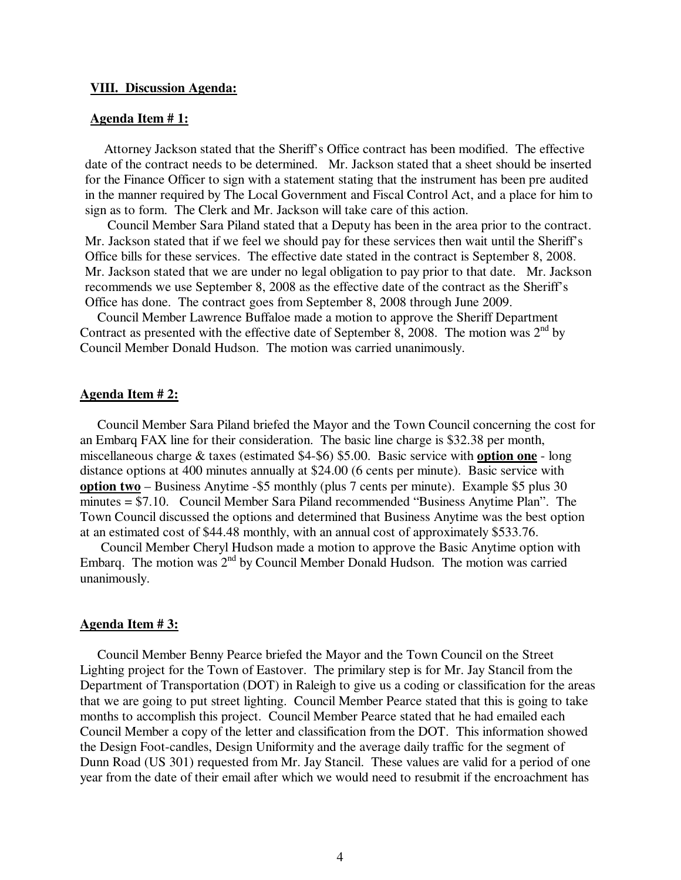**VIII. Discussion Agenda:**

**Agenda Item # 1:**

Attorney Jackson stated that the Sheriff's Office contract has been modified. The effective date of the contract needs to be determined. Mr. Jackson stated that a sheet should be inserted for the Finance Officer to sign with a statement stating that the instrument has been pre audited in the manner required by The Local Government and Fiscal Control Act, and a place for him to sign as to form. The Clerk and Mr. Jackson will take care of this action.

Council Member Sara Piland stated that a Deputy has been in the area prior to the contract. Mr. Jackson stated that if we feel we should pay for these services then wait until the Sheriff's Office bills for these services. The effective date stated in the contract is September 8, 2008. Mr. Jackson stated that we are under no legal obligation to pay prior to that date. Mr. Jackson recommends we use September 8, 2008 as the effective date of the contract as the Sheriff's Office has done. The contract goes from September 8, 2008 through June 2009.

Council Member Lawrence Buffaloe made a motion to approve the Sheriff Department Contract as presented with the effective date of September 8, 2008. The motion was 2nd by Council Member Donald Hudson. The motion was carried unanimously.

**Agenda Item # 2:**

Council Member Sara Piland briefed the Mayor and the Town Council concerning the cost for an Embarq FAX line for their consideration. The basic line charge is $32.38 per month, miscellaneous charge & taxes (estimated $4-$6) $5.00. Basic service with **option one** - long distance options at 400 minutes annually at $24.00 (6 cents per minute). Basic service with **option two** – Business Anytime -$5 monthly (plus 7 cents per minute). Example $5 plus 30 minutes = $7.10. Council Member Sara Piland recommended "Business Anytime Plan". The Town Council discussed the options and determined that Business Anytime was the best option at an estimated cost of $44.48 monthly, with an annual cost of approximately $533.76.

Council Member Cheryl Hudson made a motion to approve the Basic Anytime option with Embarq. The motion was 2nd by Council Member Donald Hudson. The motion was carried unanimously.

**Agenda Item # 3:**

Council Member Benny Pearce briefed the Mayor and the Town Council on the Street Lighting project for the Town of Eastover. The primilary step is for Mr. Jay Stancil from the Department of Transportation (DOT) in Raleigh to give us a coding or classification for the areas that we are going to put street lighting. Council Member Pearce stated that this is going to take months to accomplish this project. Council Member Pearce stated that he had emailed each Council Member a copy of the letter and classification from the DOT. This information showed the Design Foot-candles, Design Uniformity and the average daily traffic for the segment of Dunn Road (US 301) requested from Mr. Jay Stancil. These values are valid for a period of one year from the date of their email after which we would need to resubmit if the encroachment has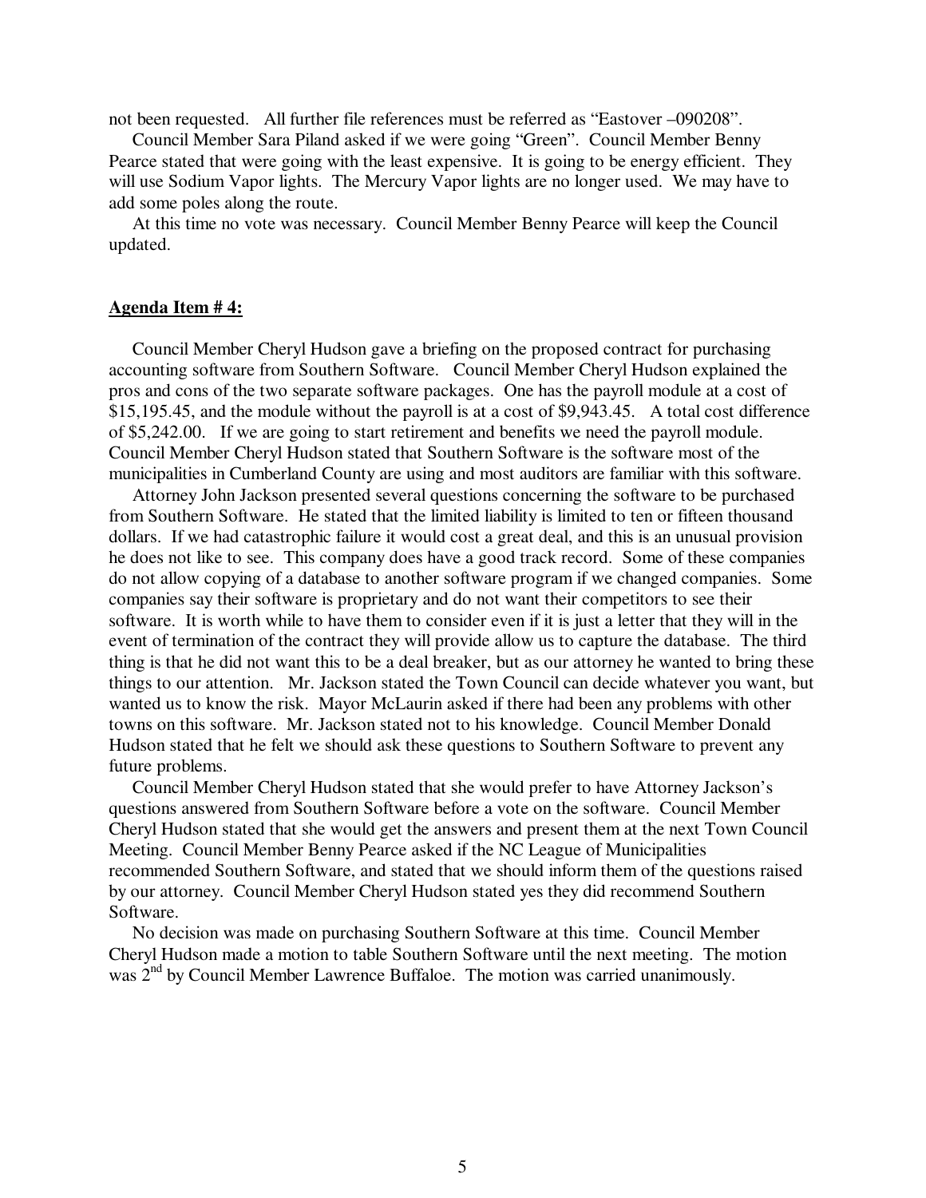not been requested. All further file references must be referred as "Eastover –090208".

Council Member Sara Piland asked if we were going "Green". Council Member Benny Pearce stated that were going with the least expensive. It is going to be energy efficient. They will use Sodium Vapor lights. The Mercury Vapor lights are no longer used. We may have to add some poles along the route.

At this time no vote was necessary. Council Member Benny Pearce will keep the Council updated.

**Agenda Item # 4:**

Council Member Cheryl Hudson gave a briefing on the proposed contract for purchasing accounting software from Southern Software. Council Member Cheryl Hudson explained the pros and cons of the two separate software packages. One has the payroll module at a cost of $15,195.45, and the module without the payroll is at a cost of $9,943.45. A total cost difference of $5,242.00. If we are going to start retirement and benefits we need the payroll module. Council Member Cheryl Hudson stated that Southern Software is the software most of the municipalities in Cumberland County are using and most auditors are familiar with this software.

Attorney John Jackson presented several questions concerning the software to be purchased from Southern Software. He stated that the limited liability is limited to ten or fifteen thousand dollars. If we had catastrophic failure it would cost a great deal, and this is an unusual provision he does not like to see. This company does have a good track record. Some of these companies do not allow copying of a database to another software program if we changed companies. Some companies say their software is proprietary and do not want their competitors to see their software. It is worth while to have them to consider even if it is just a letter that they will in the event of termination of the contract they will provide allow us to capture the database. The third thing is that he did not want this to be a deal breaker, but as our attorney he wanted to bring these things to our attention. Mr. Jackson stated the Town Council can decide whatever you want, but wanted us to know the risk. Mayor McLaurin asked if there had been any problems with other towns on this software. Mr. Jackson stated not to his knowledge. Council Member Donald Hudson stated that he felt we should ask these questions to Southern Software to prevent any future problems.

Council Member Cheryl Hudson stated that she would prefer to have Attorney Jackson's questions answered from Southern Software before a vote on the software. Council Member Cheryl Hudson stated that she would get the answers and present them at the next Town Council Meeting. Council Member Benny Pearce asked if the NC League of Municipalities recommended Southern Software, and stated that we should inform them of the questions raised by our attorney. Council Member Cheryl Hudson stated yes they did recommend Southern Software.

No decision was made on purchasing Southern Software at this time. Council Member Cheryl Hudson made a motion to table Southern Software until the next meeting. The motion was 2nd by Council Member Lawrence Buffaloe. The motion was carried unanimously.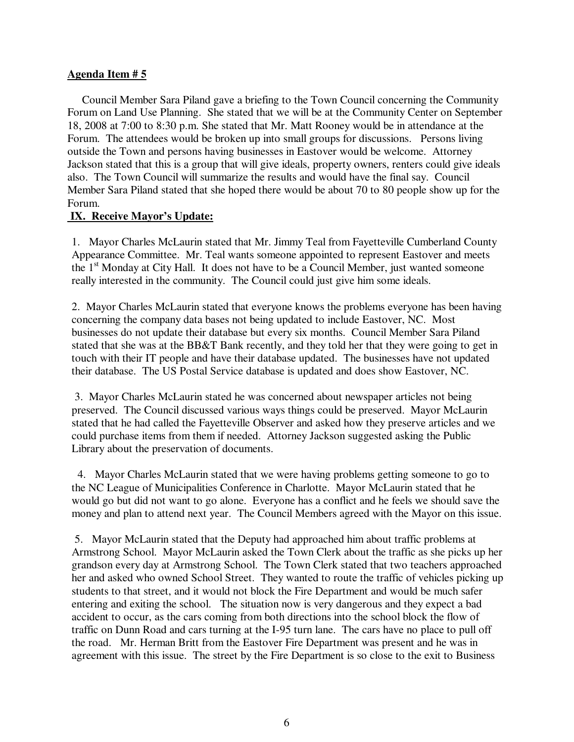**Agenda Item # 5**

Council Member Sara Piland gave a briefing to the Town Council concerning the Community Forum on Land Use Planning. She stated that we will be at the Community Center on September 18, 2008 at 7:00 to 8:30 p.m. She stated that Mr. Matt Rooney would be in attendance at the Forum. The attendees would be broken up into small groups for discussions. Persons living outside the Town and persons having businesses in Eastover would be welcome. Attorney Jackson stated that this is a group that will give ideals, property owners, renters could give ideals also. The Town Council will summarize the results and would have the final say. Council Member Sara Piland stated that she hoped there would be about 70 to 80 people show up for the Forum.

**IX. Receive Mayor's Update:**

1. Mayor Charles McLaurin stated that Mr. Jimmy Teal from Fayetteville Cumberland County Appearance Committee. Mr. Teal wants someone appointed to represent Eastover and meets the 1st Monday at City Hall. It does not have to be a Council Member, just wanted someone really interested in the community. The Council could just give him some ideals.

2. Mayor Charles McLaurin stated that everyone knows the problems everyone has been having concerning the company data bases not being updated to include Eastover, NC. Most businesses do not update their database but every six months. Council Member Sara Piland stated that she was at the BB&T Bank recently, and they told her that they were going to get in touch with their IT people and have their database updated. The businesses have not updated their database. The US Postal Service database is updated and does show Eastover, NC.

3. Mayor Charles McLaurin stated he was concerned about newspaper articles not being preserved. The Council discussed various ways things could be preserved. Mayor McLaurin stated that he had called the Fayetteville Observer and asked how they preserve articles and we could purchase items from them if needed. Attorney Jackson suggested asking the Public Library about the preservation of documents.

4. Mayor Charles McLaurin stated that we were having problems getting someone to go to the NC League of Municipalities Conference in Charlotte. Mayor McLaurin stated that he would go but did not want to go alone. Everyone has a conflict and he feels we should save the money and plan to attend next year. The Council Members agreed with the Mayor on this issue.

5. Mayor McLaurin stated that the Deputy had approached him about traffic problems at Armstrong School. Mayor McLaurin asked the Town Clerk about the traffic as she picks up her grandson every day at Armstrong School. The Town Clerk stated that two teachers approached her and asked who owned School Street. They wanted to route the traffic of vehicles picking up students to that street, and it would not block the Fire Department and would be much safer entering and exiting the school. The situation now is very dangerous and they expect a bad accident to occur, as the cars coming from both directions into the school block the flow of traffic on Dunn Road and cars turning at the I-95 turn lane. The cars have no place to pull off the road. Mr. Herman Britt from the Eastover Fire Department was present and he was in agreement with this issue. The street by the Fire Department is so close to the exit to Business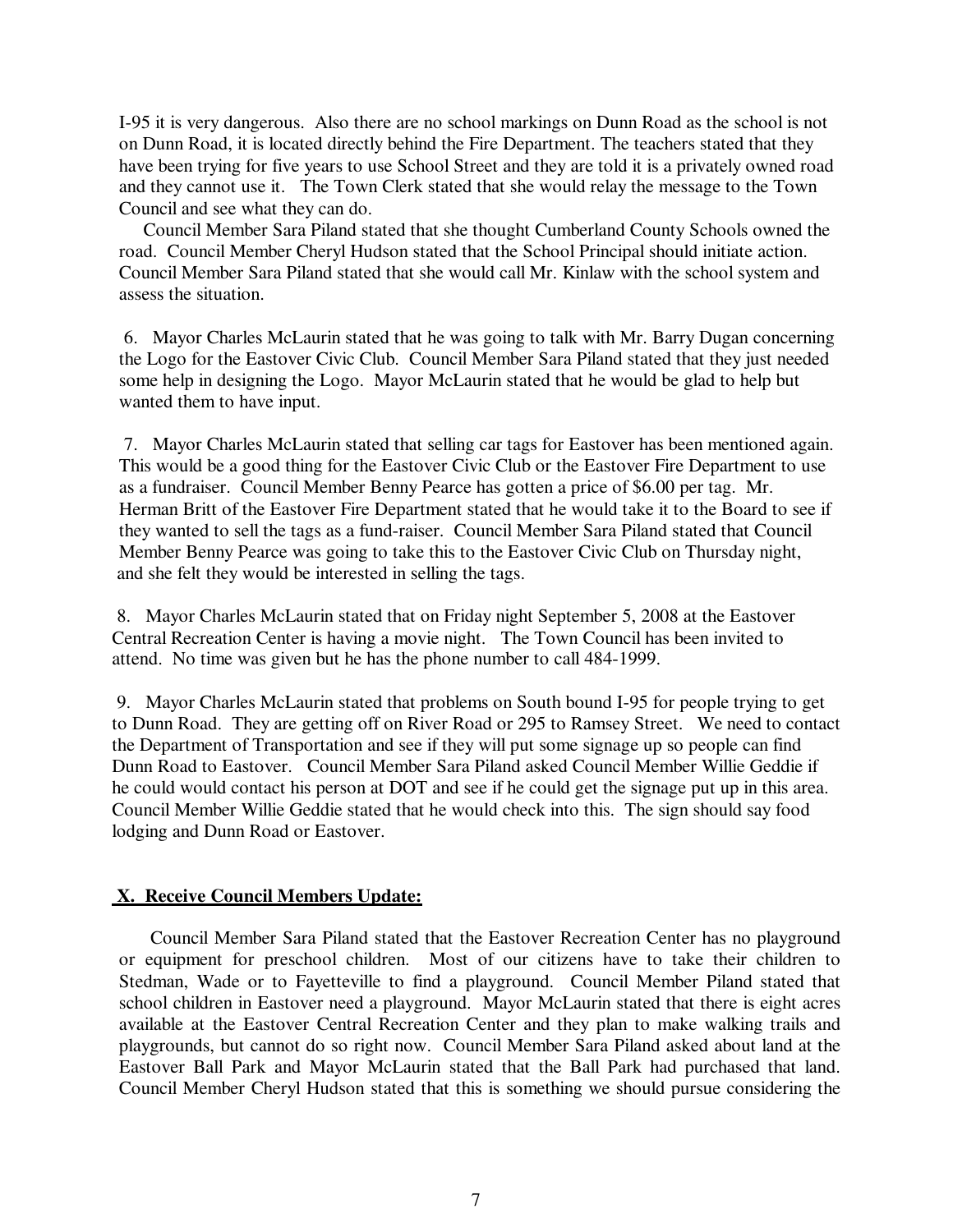I-95 it is very dangerous. Also there are no school markings on Dunn Road as the school is not on Dunn Road, it is located directly behind the Fire Department. The teachers stated that they have been trying for five years to use School Street and they are told it is a privately owned road and they cannot use it. The Town Clerk stated that she would relay the message to the Town Council and see what they can do.

Council Member Sara Piland stated that she thought Cumberland County Schools owned the road. Council Member Cheryl Hudson stated that the School Principal should initiate action. Council Member Sara Piland stated that she would call Mr. Kinlaw with the school system and assess the situation.

6. Mayor Charles McLaurin stated that he was going to talk with Mr. Barry Dugan concerning the Logo for the Eastover Civic Club. Council Member Sara Piland stated that they just needed some help in designing the Logo. Mayor McLaurin stated that he would be glad to help but wanted them to have input.

7. Mayor Charles McLaurin stated that selling car tags for Eastover has been mentioned again. This would be a good thing for the Eastover Civic Club or the Eastover Fire Department to use as a fundraiser. Council Member Benny Pearce has gotten a price of $6.00 per tag. Mr. Herman Britt of the Eastover Fire Department stated that he would take it to the Board to see if they wanted to sell the tags as a fund-raiser. Council Member Sara Piland stated that Council Member Benny Pearce was going to take this to the Eastover Civic Club on Thursday night, and she felt they would be interested in selling the tags.

8. Mayor Charles McLaurin stated that on Friday night September 5, 2008 at the Eastover Central Recreation Center is having a movie night. The Town Council has been invited to attend. No time was given but he has the phone number to call 484-1999.

9. Mayor Charles McLaurin stated that problems on South bound I-95 for people trying to get to Dunn Road. They are getting off on River Road or 295 to Ramsey Street. We need to contact the Department of Transportation and see if they will put some signage up so people can find Dunn Road to Eastover. Council Member Sara Piland asked Council Member Willie Geddie if he could contact his person at DOT and see if he could get the signage put up in this area. Council Member Willie Geddie stated that he would check into this. The sign should say food lodging and Dunn Road or Eastover.

## X. Receive Council Members Update:

Council Member Sara Piland stated that the Eastover Recreation Center has no playground or equipment for preschool children. Most of our citizens have to take their children to Stedman, Wade or to Fayetteville to find a playground. Council Member Piland stated that school children in Eastover need a playground. Mayor McLaurin stated that there is eight acres available at the Eastover Central Recreation Center and they plan to make walking trails and playgrounds, but cannot do so right now. Council Member Sara Piland asked about land at the Eastover Ball Park and Mayor McLaurin stated that the Ball Park had purchased that land. Council Member Cheryl Hudson stated that this is something we should pursue considering the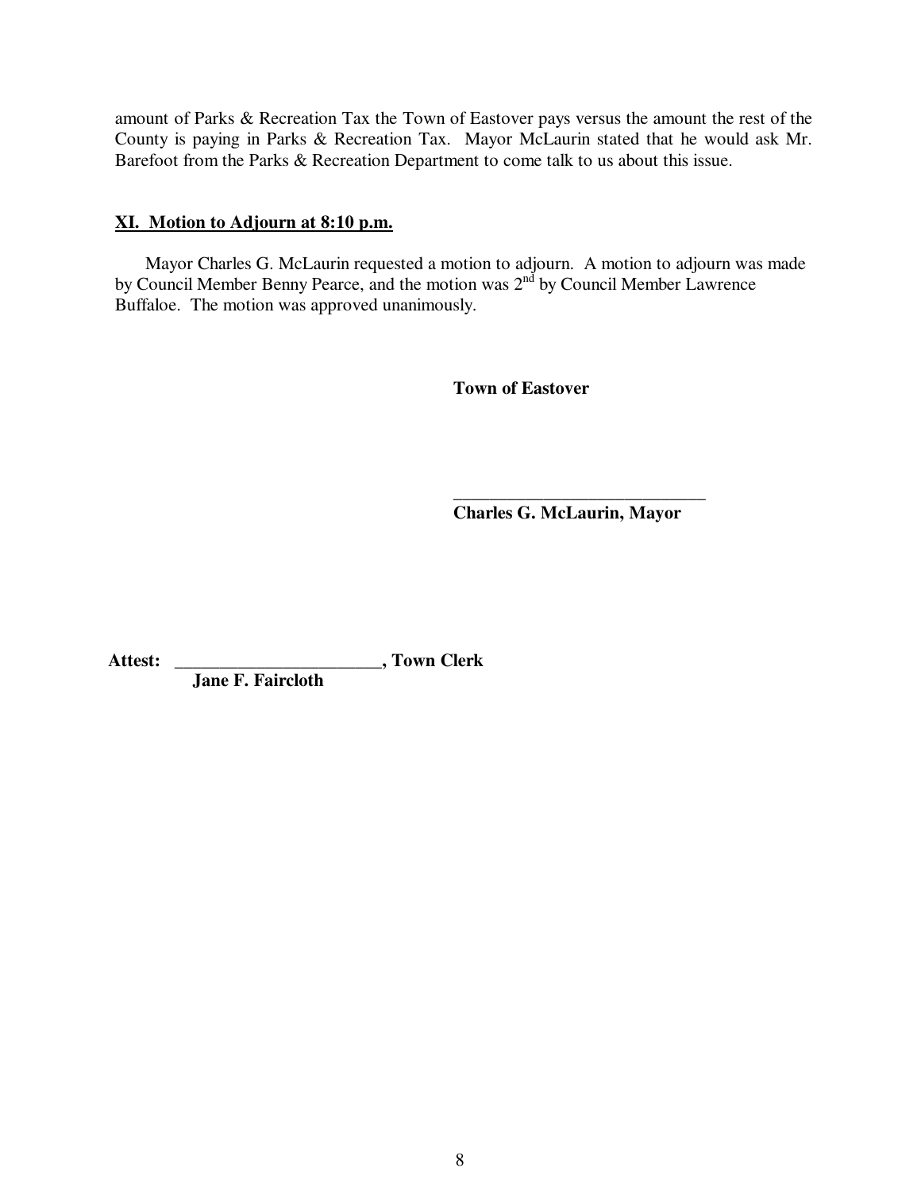amount of Parks & Recreation Tax the Town of Eastover pays versus the amount the rest of the County is paying in Parks & Recreation Tax. Mayor McLaurin stated that he would ask Mr. Barefoot from the Parks & Recreation Department to come talk to us about this issue.

**XI. Motion to Adjourn at 8:10 p.m.**

Mayor Charles G. McLaurin requested a motion to adjourn. A motion to adjourn was made by Council Member Benny Pearce, and the motion was 2nd by Council Member Lawrence Buffaloe. The motion was approved unanimously.

**Town of Eastover**

_____________________________
**Charles G. McLaurin, Mayor**

**Attest: _______________________, Town Clerk**
**Jane F. Faircloth**